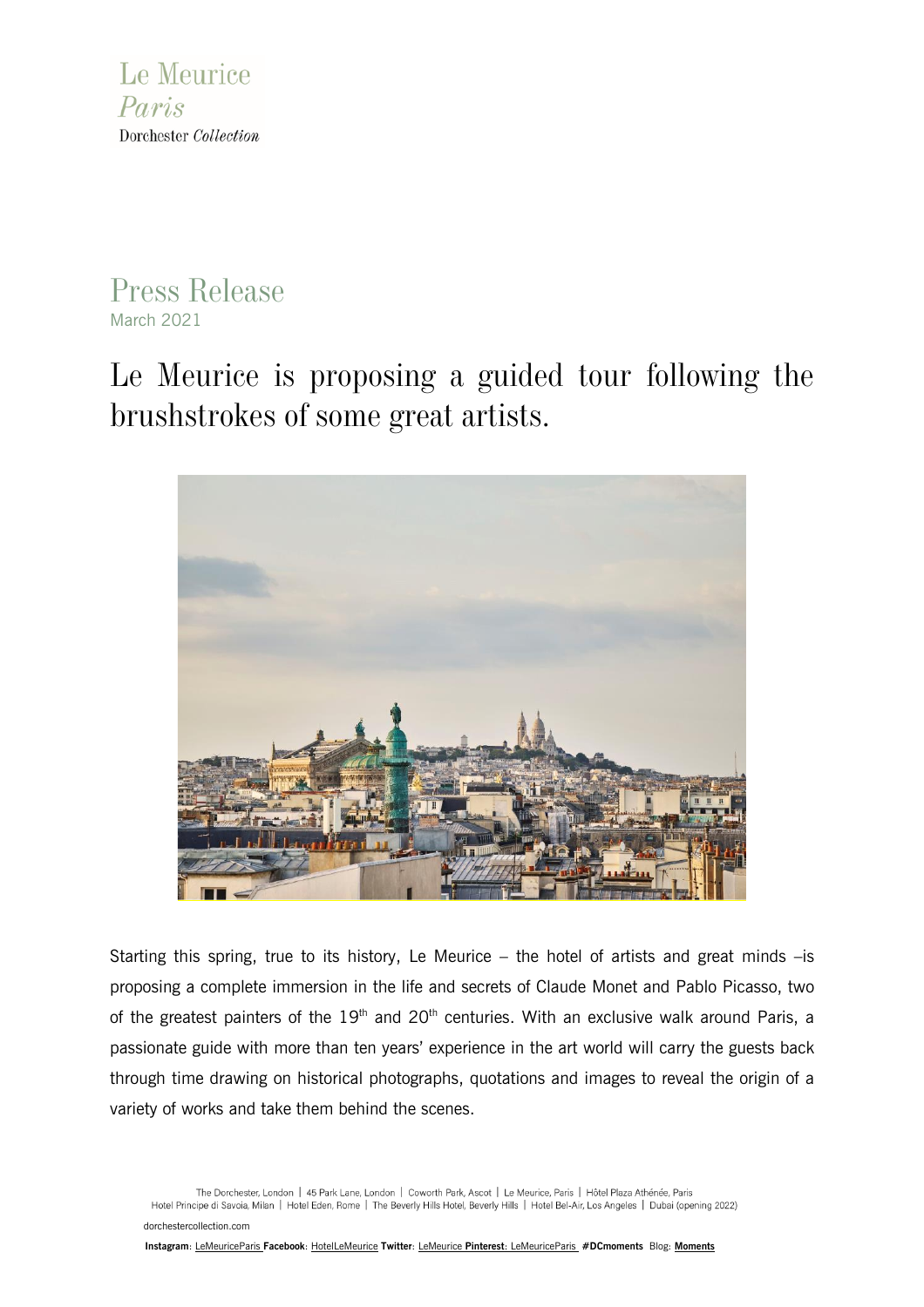Le Meurice
*Paris*
Dorchester *Collection*

# Press Release

March 2021

## Le Meurice is proposing a guided tour following the brushstrokes of some great artists.

Starting this spring, true to its history, Le Meurice – the hotel of artists and great minds –is proposing a complete immersion in the life and secrets of Claude Monet and Pablo Picasso, two of the greatest painters of the 19th and 20th centuries. With an exclusive walk around Paris, a passionate guide with more than ten years' experience in the art world will carry the guests back through time drawing on historical photographs, quotations and images to reveal the origin of a variety of works and take them behind the scenes.

The Dorchester, London | 45 Park Lane, London | Coworth Park, Ascot | Le Meurice, Paris | Hôtel Plaza Athénée, Paris
Hotel Principe di Savoia, Milan | Hotel Eden, Rome | The Beverly Hills Hotel, Beverly Hills | Hotel Bel-Air, Los Angeles | Dubai (opening 2022)

dorchestercollection.com

**Instagram**: LeMeuriceParis **Facebook**: HotelLeMeurice **Twitter**: LeMeurice **Pinterest**: LeMeuriceParis **#DCmoments** Blog: **Moments**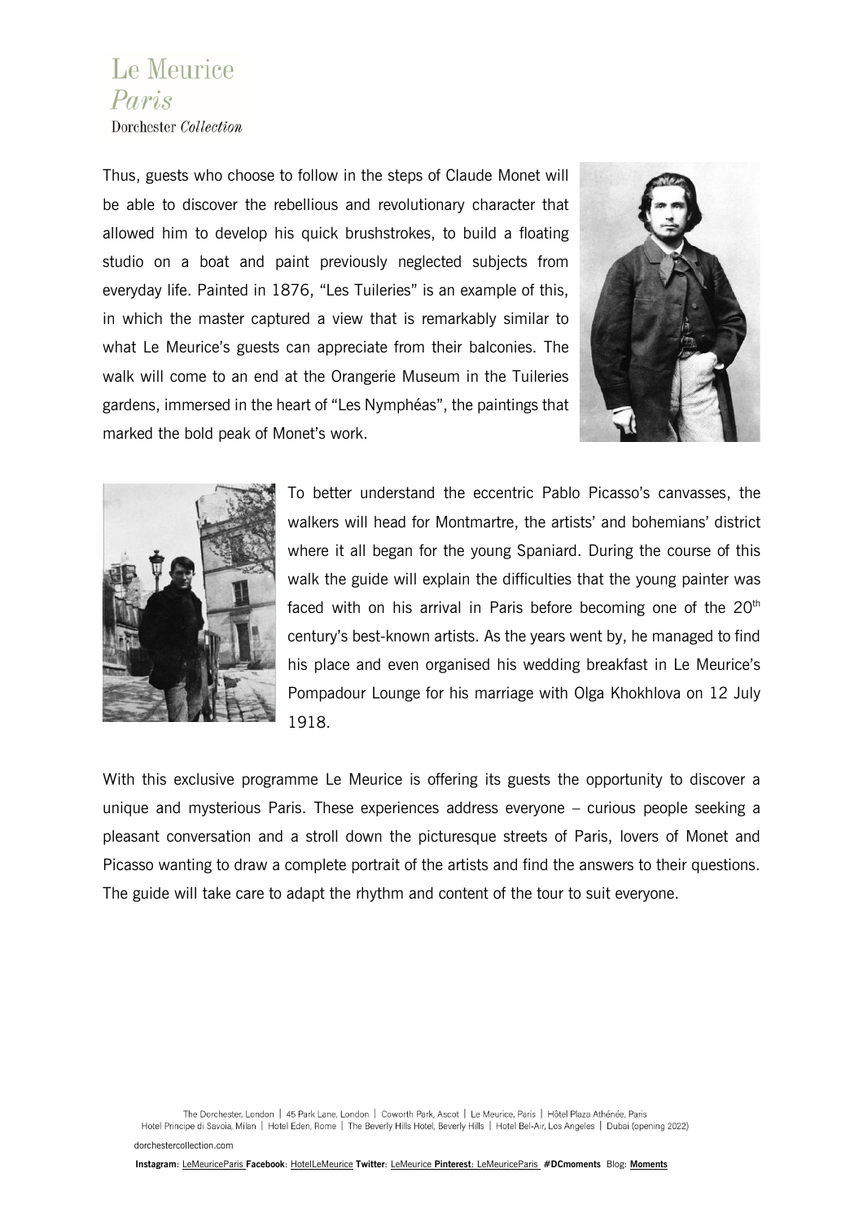Thus, guests who choose to follow in the steps of Claude Monet will be able to discover the rebellious and revolutionary character that allowed him to develop his quick brushstrokes, to build a floating studio on a boat and paint previously neglected subjects from everyday life. Painted in 1876, "Les Tuileries" is an example of this, in which the master captured a view that is remarkably similar to what Le Meurice's guests can appreciate from their balconies. The walk will come to an end at the Orangerie Museum in the Tuileries gardens, immersed in the heart of "Les Nymphéas", the paintings that marked the bold peak of Monet's work.

To better understand the eccentric Pablo Picasso's canvasses, the walkers will head for Montmartre, the artists' and bohemians' district where it all began for the young Spaniard. During the course of this walk the guide will explain the difficulties that the young painter was faced with on his arrival in Paris before becoming one of the 20th century's best-known artists. As the years went by, he managed to find his place and even organised his wedding breakfast in Le Meurice's Pompadour Lounge for his marriage with Olga Khokhlova on 12 July 1918.

With this exclusive programme Le Meurice is offering its guests the opportunity to discover a unique and mysterious Paris. These experiences address everyone – curious people seeking a pleasant conversation and a stroll down the picturesque streets of Paris, lovers of Monet and Picasso wanting to draw a complete portrait of the artists and find the answers to their questions. The guide will take care to adapt the rhythm and content of the tour to suit everyone.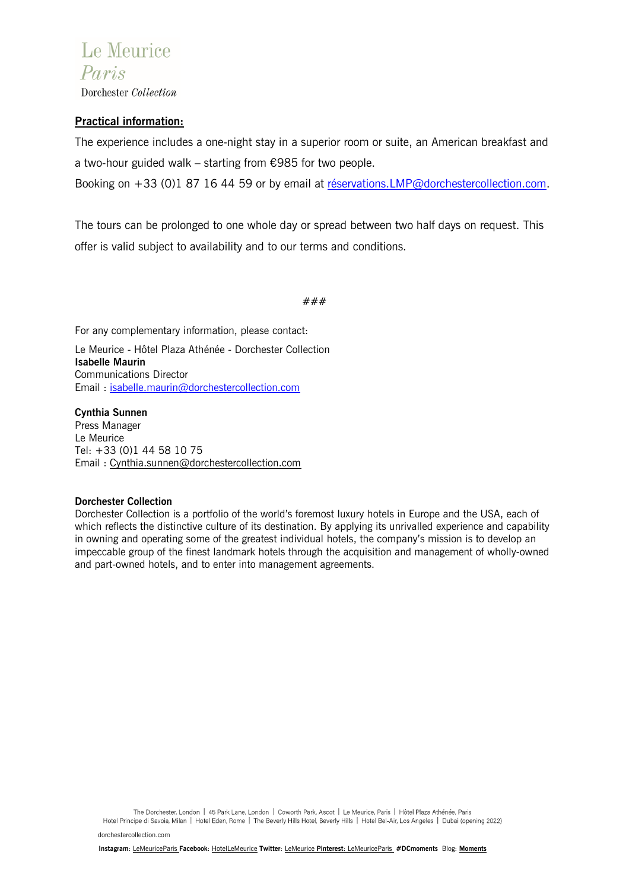Le Meurice
*Paris*
Dorchester *Collection*

**Practical information:**

The experience includes a one-night stay in a superior room or suite, an American breakfast and a two-hour guided walk – starting from €985 for two people.
Booking on +33 (0)1 87 16 44 59 or by email at réservations.LMP@dorchestercollection.com.

The tours can be prolonged to one whole day or spread between two half days on request. This offer is valid subject to availability and to our terms and conditions.

###

For any complementary information, please contact:

Le Meurice - Hôtel Plaza Athénée - Dorchester Collection
**Isabelle Maurin**
Communications Director
Email : isabelle.maurin@dorchestercollection.com

**Cynthia Sunnen**
Press Manager
Le Meurice
Tel: +33 (0)1 44 58 10 75
Email : Cynthia.sunnen@dorchestercollection.com

**Dorchester Collection**
Dorchester Collection is a portfolio of the world's foremost luxury hotels in Europe and the USA, each of which reflects the distinctive culture of its destination. By applying its unrivalled experience and capability in owning and operating some of the greatest individual hotels, the company's mission is to develop an impeccable group of the finest landmark hotels through the acquisition and management of wholly-owned and part-owned hotels, and to enter into management agreements.

The Dorchester, London | 45 Park Lane, London | Coworth Park, Ascot | Le Meurice, Paris | Hôtel Plaza Athénée, Paris
Hotel Principe di Savoia, Milan | Hotel Eden, Rome | The Beverly Hills Hotel, Beverly Hills | Hotel Bel-Air, Los Angeles | Dubai (opening 2022)

dorchestercollection.com

**Instagram**: LeMeuriceParis **Facebook**: HotelLeMeurice **Twitter**: LeMeurice **Pinterest**: LeMeuriceParis **#DCmoments** Blog: **Moments**